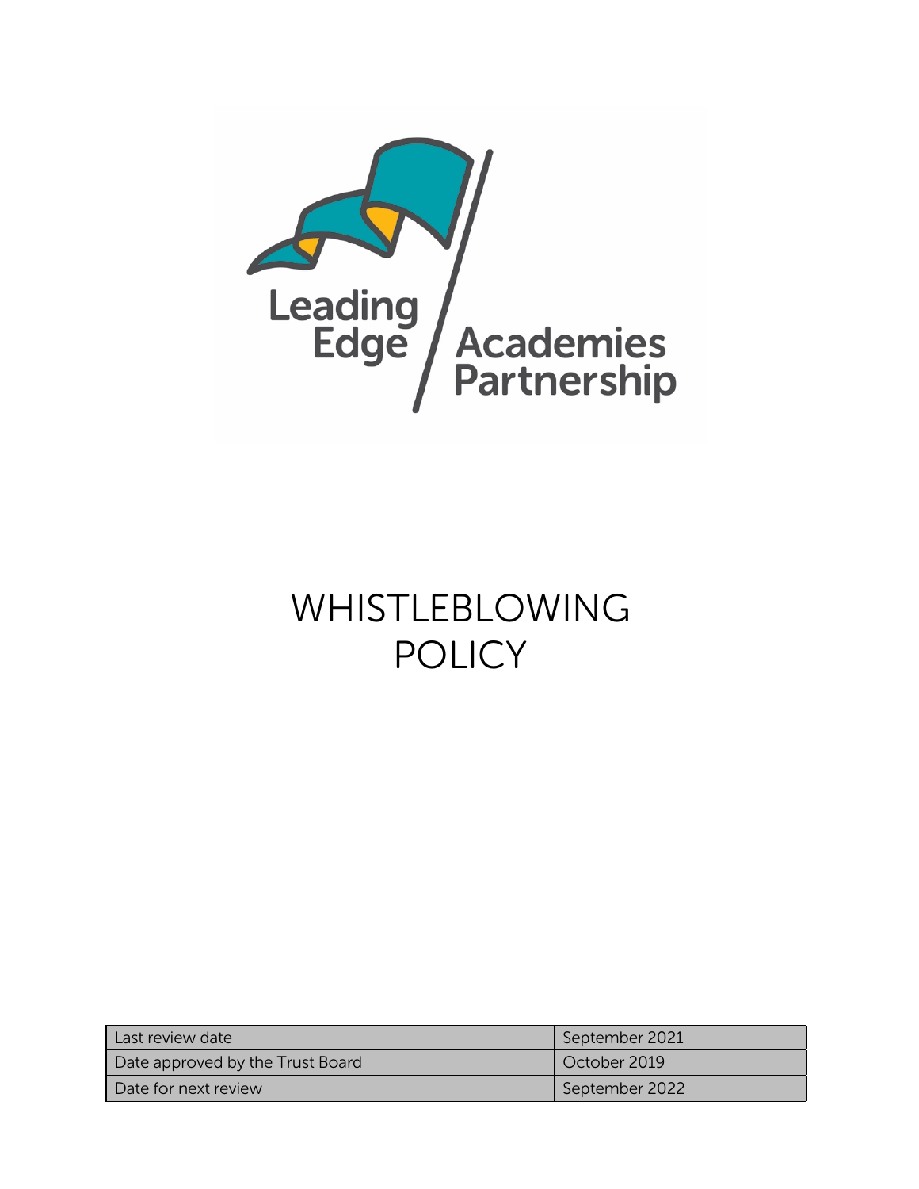Leading Edge Academies Partnership

# WHISTLEBLOWING POLICY

| Last review date | September 2021 |
|---|---|
| Date approved by the Trust Board | October 2019 |
| Date for next review | September 2022 |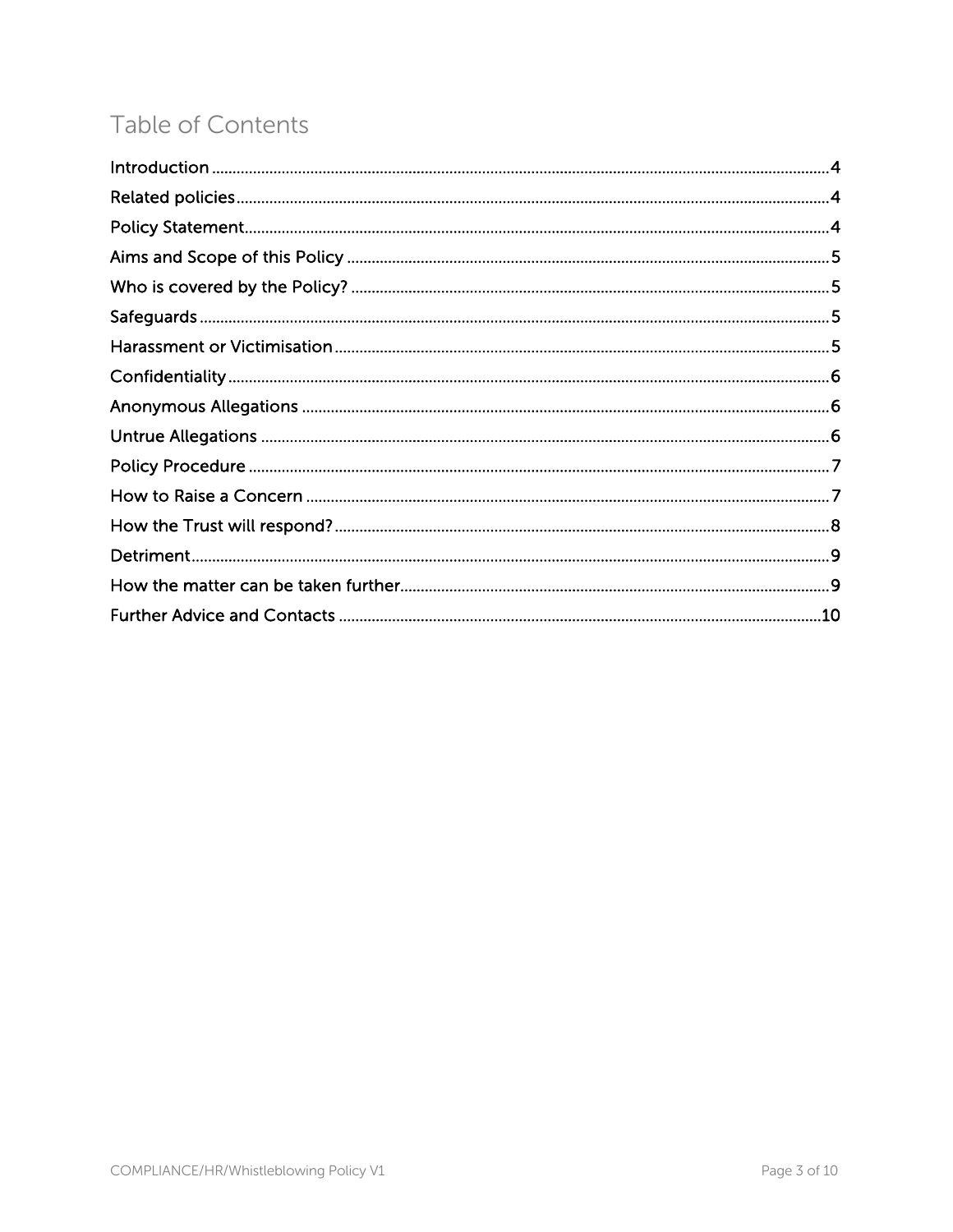# Table of Contents

Introduction ........................................................................................................ 4
Related policies .................................................................................................... 4
Policy Statement ................................................................................................... 4
Aims and Scope of this Policy ............................................................................... 5
Who is covered by the Policy? .............................................................................. 5
Safeguards ............................................................................................................ 5
Harassment or Victimisation .................................................................................. 5
Confidentiality ....................................................................................................... 6
Anonymous Allegations ......................................................................................... 6
Untrue Allegations ................................................................................................ 6
Policy Procedure ................................................................................................... 7
How to Raise a Concern ........................................................................................ 7
How the Trust will respond? .................................................................................. 8
Detriment .............................................................................................................. 9
How the matter can be taken further ...................................................................... 9
Further Advice and Contacts ................................................................................ 10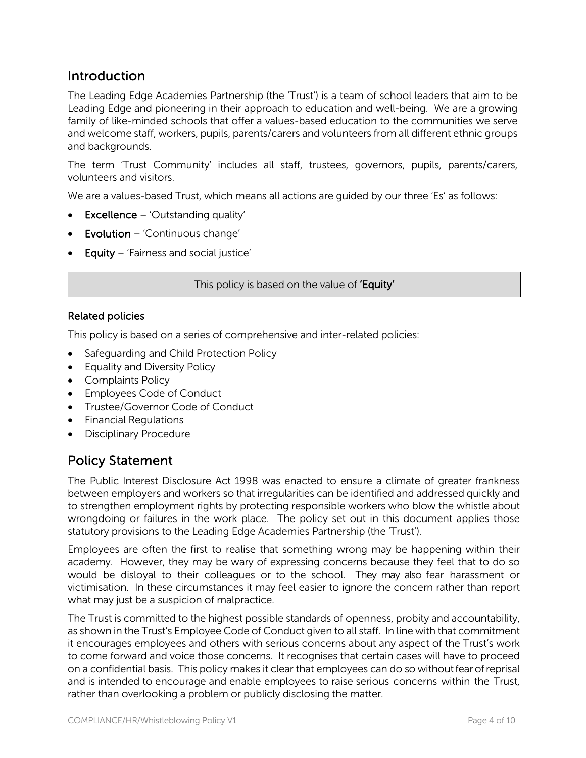## Introduction

The Leading Edge Academies Partnership (the 'Trust') is a team of school leaders that aim to be Leading Edge and pioneering in their approach to education and well-being. We are a growing family of like-minded schools that offer a values-based education to the communities we serve and welcome staff, workers, pupils, parents/carers and volunteers from all different ethnic groups and backgrounds.

The term 'Trust Community' includes all staff, trustees, governors, pupils, parents/carers, volunteers and visitors.

We are a values-based Trust, which means all actions are guided by our three 'Es' as follows:

- **Excellence** – 'Outstanding quality'
- **Evolution** – 'Continuous change'
- **Equity** – 'Fairness and social justice'

This policy is based on the value of **'Equity'**

### Related policies

This policy is based on a series of comprehensive and inter-related policies:

- Safeguarding and Child Protection Policy
- Equality and Diversity Policy
- Complaints Policy
- Employees Code of Conduct
- Trustee/Governor Code of Conduct
- Financial Regulations
- Disciplinary Procedure

## Policy Statement

The Public Interest Disclosure Act 1998 was enacted to ensure a climate of greater frankness between employers and workers so that irregularities can be identified and addressed quickly and to strengthen employment rights by protecting responsible workers who blow the whistle about wrongdoing or failures in the work place. The policy set out in this document applies those statutory provisions to the Leading Edge Academies Partnership (the 'Trust').

Employees are often the first to realise that something wrong may be happening within their academy. However, they may be wary of expressing concerns because they feel that to do so would be disloyal to their colleagues or to the school. They may also fear harassment or victimisation. In these circumstances it may feel easier to ignore the concern rather than report what may just be a suspicion of malpractice.

The Trust is committed to the highest possible standards of openness, probity and accountability, as shown in the Trust's Employee Code of Conduct given to all staff. In line with that commitment it encourages employees and others with serious concerns about any aspect of the Trust's work to come forward and voice those concerns. It recognises that certain cases will have to proceed on a confidential basis. This policy makes it clear that employees can do so without fear of reprisal and is intended to encourage and enable employees to raise serious concerns within the Trust, rather than overlooking a problem or publicly disclosing the matter.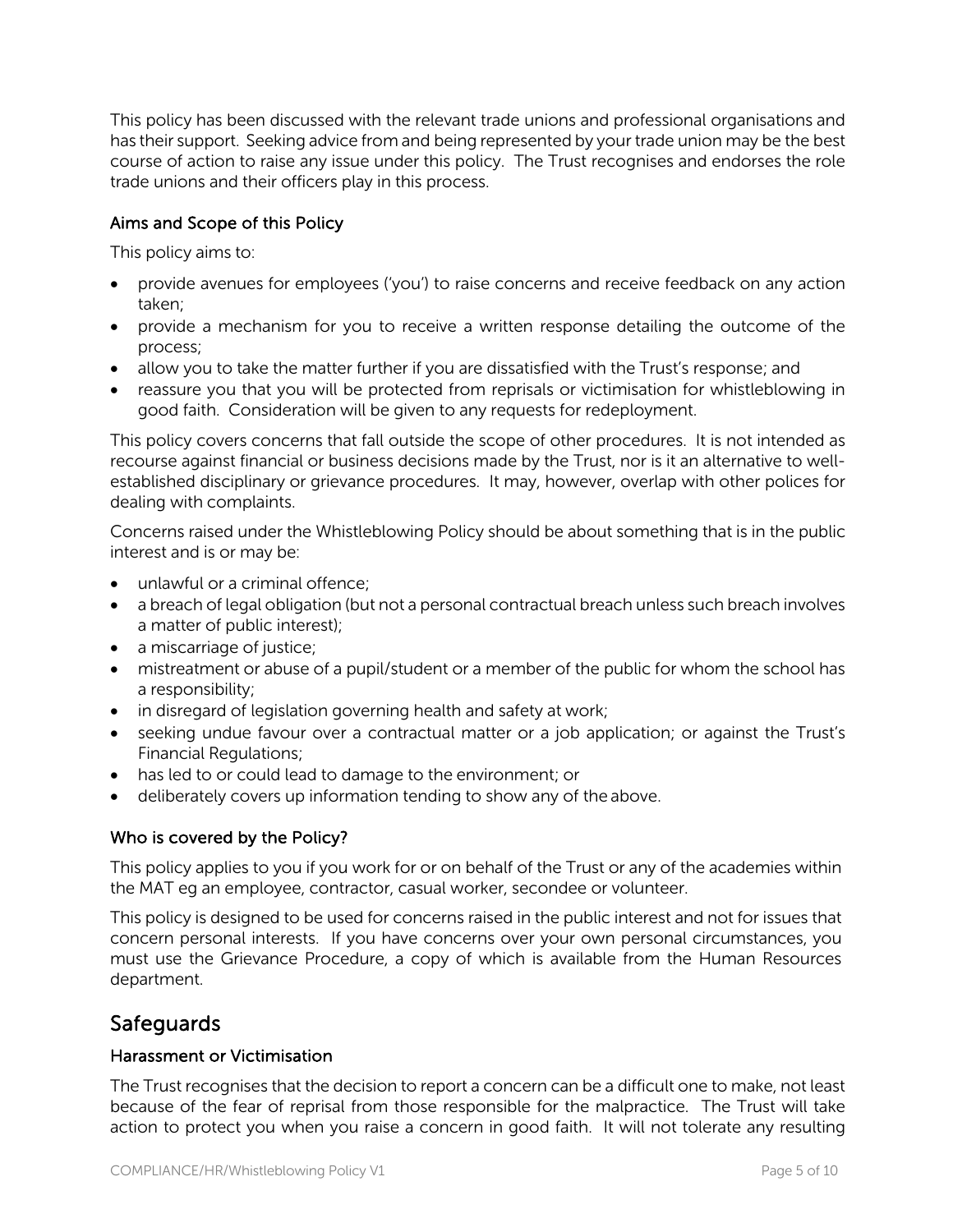This policy has been discussed with the relevant trade unions and professional organisations and has their support. Seeking advice from and being represented by your trade union may be the best course of action to raise any issue under this policy. The Trust recognises and endorses the role trade unions and their officers play in this process.

### Aims and Scope of this Policy

This policy aims to:

- provide avenues for employees ('you') to raise concerns and receive feedback on any action taken;
- provide a mechanism for you to receive a written response detailing the outcome of the process;
- allow you to take the matter further if you are dissatisfied with the Trust's response; and
- reassure you that you will be protected from reprisals or victimisation for whistleblowing in good faith. Consideration will be given to any requests for redeployment.

This policy covers concerns that fall outside the scope of other procedures. It is not intended as recourse against financial or business decisions made by the Trust, nor is it an alternative to well-established disciplinary or grievance procedures. It may, however, overlap with other polices for dealing with complaints.

Concerns raised under the Whistleblowing Policy should be about something that is in the public interest and is or may be:

- unlawful or a criminal offence;
- a breach of legal obligation (but not a personal contractual breach unless such breach involves a matter of public interest);
- a miscarriage of justice;
- mistreatment or abuse of a pupil/student or a member of the public for whom the school has a responsibility;
- in disregard of legislation governing health and safety at work;
- seeking undue favour over a contractual matter or a job application; or against the Trust's Financial Regulations;
- has led to or could lead to damage to the environment; or
- deliberately covers up information tending to show any of the above.

### Who is covered by the Policy?

This policy applies to you if you work for or on behalf of the Trust or any of the academies within the MAT eg an employee, contractor, casual worker, secondee or volunteer.

This policy is designed to be used for concerns raised in the public interest and not for issues that concern personal interests. If you have concerns over your own personal circumstances, you must use the Grievance Procedure, a copy of which is available from the Human Resources department.

## Safeguards

### Harassment or Victimisation

The Trust recognises that the decision to report a concern can be a difficult one to make, not least because of the fear of reprisal from those responsible for the malpractice. The Trust will take action to protect you when you raise a concern in good faith. It will not tolerate any resulting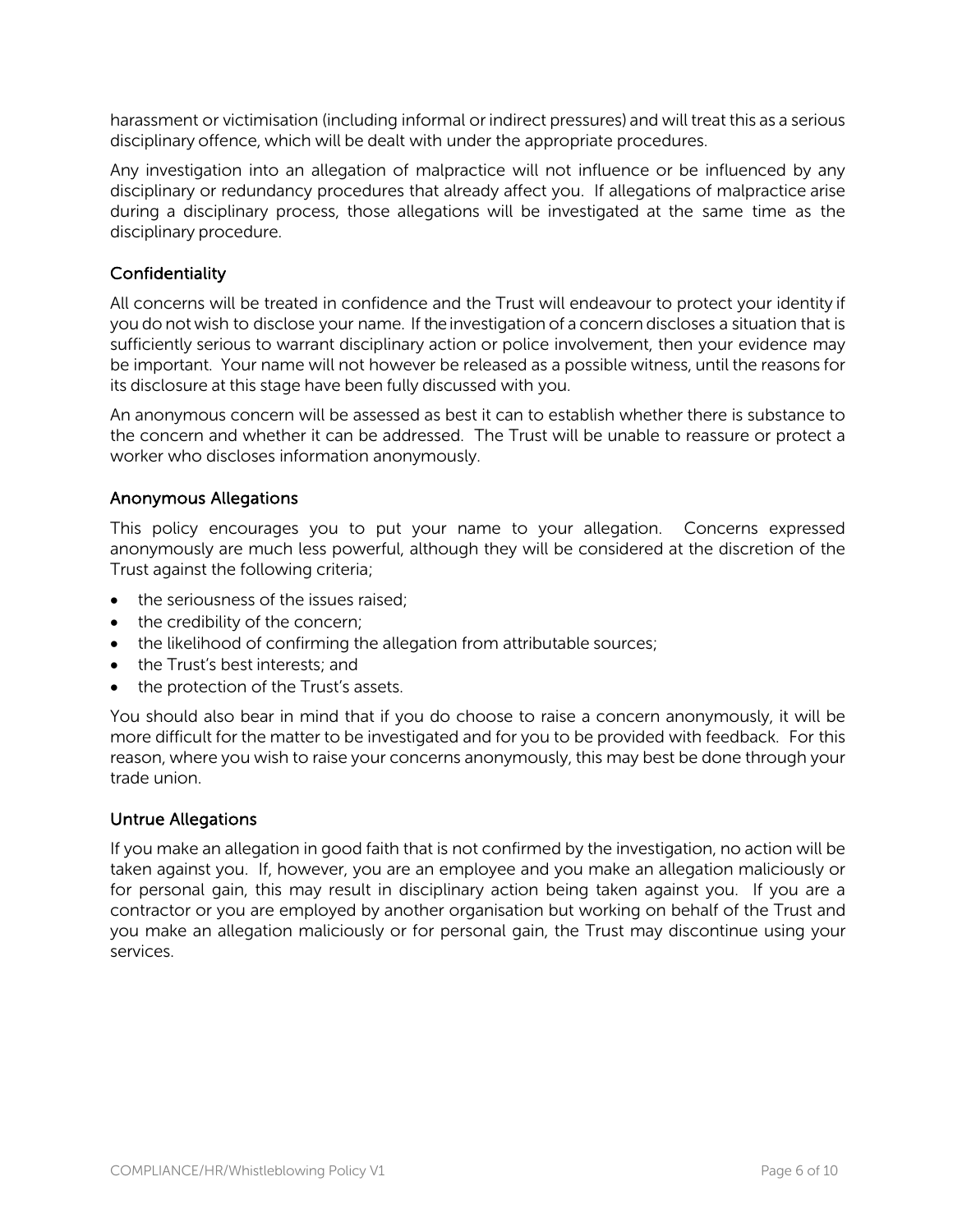harassment or victimisation (including informal or indirect pressures) and will treat this as a serious disciplinary offence, which will be dealt with under the appropriate procedures.

Any investigation into an allegation of malpractice will not influence or be influenced by any disciplinary or redundancy procedures that already affect you. If allegations of malpractice arise during a disciplinary process, those allegations will be investigated at the same time as the disciplinary procedure.

### Confidentiality

All concerns will be treated in confidence and the Trust will endeavour to protect your identity if you do not wish to disclose your name. If the investigation of a concern discloses a situation that is sufficiently serious to warrant disciplinary action or police involvement, then your evidence may be important. Your name will not however be released as a possible witness, until the reasons for its disclosure at this stage have been fully discussed with you.

An anonymous concern will be assessed as best it can to establish whether there is substance to the concern and whether it can be addressed. The Trust will be unable to reassure or protect a worker who discloses information anonymously.

### Anonymous Allegations

This policy encourages you to put your name to your allegation. Concerns expressed anonymously are much less powerful, although they will be considered at the discretion of the Trust against the following criteria;

- the seriousness of the issues raised;
- the credibility of the concern;
- the likelihood of confirming the allegation from attributable sources;
- the Trust's best interests; and
- the protection of the Trust's assets.

You should also bear in mind that if you do choose to raise a concern anonymously, it will be more difficult for the matter to be investigated and for you to be provided with feedback. For this reason, where you wish to raise your concerns anonymously, this may best be done through your trade union.

### Untrue Allegations

If you make an allegation in good faith that is not confirmed by the investigation, no action will be taken against you. If, however, you are an employee and you make an allegation maliciously or for personal gain, this may result in disciplinary action being taken against you. If you are a contractor or you are employed by another organisation but working on behalf of the Trust and you make an allegation maliciously or for personal gain, the Trust may discontinue using your services.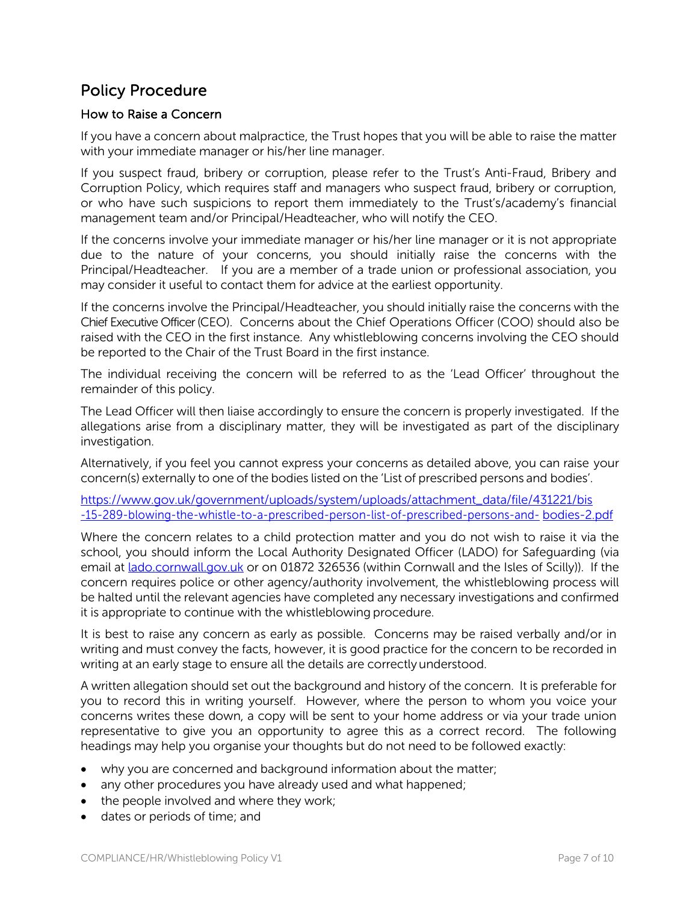## Policy Procedure

### How to Raise a Concern

If you have a concern about malpractice, the Trust hopes that you will be able to raise the matter with your immediate manager or his/her line manager.

If you suspect fraud, bribery or corruption, please refer to the Trust's Anti-Fraud, Bribery and Corruption Policy, which requires staff and managers who suspect fraud, bribery or corruption, or who have such suspicions to report them immediately to the Trust's/academy's financial management team and/or Principal/Headteacher, who will notify the CEO.

If the concerns involve your immediate manager or his/her line manager or it is not appropriate due to the nature of your concerns, you should initially raise the concerns with the Principal/Headteacher. If you are a member of a trade union or professional association, you may consider it useful to contact them for advice at the earliest opportunity.

If the concerns involve the Principal/Headteacher, you should initially raise the concerns with the Chief Executive Officer (CEO). Concerns about the Chief Operations Officer (COO) should also be raised with the CEO in the first instance. Any whistleblowing concerns involving the CEO should be reported to the Chair of the Trust Board in the first instance.

The individual receiving the concern will be referred to as the 'Lead Officer' throughout the remainder of this policy.

The Lead Officer will then liaise accordingly to ensure the concern is properly investigated. If the allegations arise from a disciplinary matter, they will be investigated as part of the disciplinary investigation.

Alternatively, if you feel you cannot express your concerns as detailed above, you can raise your concern(s) externally to one of the bodies listed on the 'List of prescribed persons and bodies'.

[https://www.gov.uk/government/uploads/system/uploads/attachment_data/file/431221/bis-15-289-blowing-the-whistle-to-a-prescribed-person-list-of-prescribed-persons-and-bodies-2.pdf](https://www.gov.uk/government/uploads/system/uploads/attachment_data/file/431221/bis-15-289-blowing-the-whistle-to-a-prescribed-person-list-of-prescribed-persons-and-bodies-2.pdf)

Where the concern relates to a child protection matter and you do not wish to raise it via the school, you should inform the Local Authority Designated Officer (LADO) for Safeguarding (via email at [lado.cornwall.gov.uk](lado.cornwall.gov.uk) or on 01872 326536 (within Cornwall and the Isles of Scilly)). If the concern requires police or other agency/authority involvement, the whistleblowing process will be halted until the relevant agencies have completed any necessary investigations and confirmed it is appropriate to continue with the whistleblowing procedure.

It is best to raise any concern as early as possible. Concerns may be raised verbally and/or in writing and must convey the facts, however, it is good practice for the concern to be recorded in writing at an early stage to ensure all the details are correctly understood.

A written allegation should set out the background and history of the concern. It is preferable for you to record this in writing yourself. However, where the person to whom you voice your concerns writes these down, a copy will be sent to your home address or via your trade union representative to give you an opportunity to agree this as a correct record. The following headings may help you organise your thoughts but do not need to be followed exactly:

- why you are concerned and background information about the matter;
- any other procedures you have already used and what happened;
- the people involved and where they work;
- dates or periods of time; and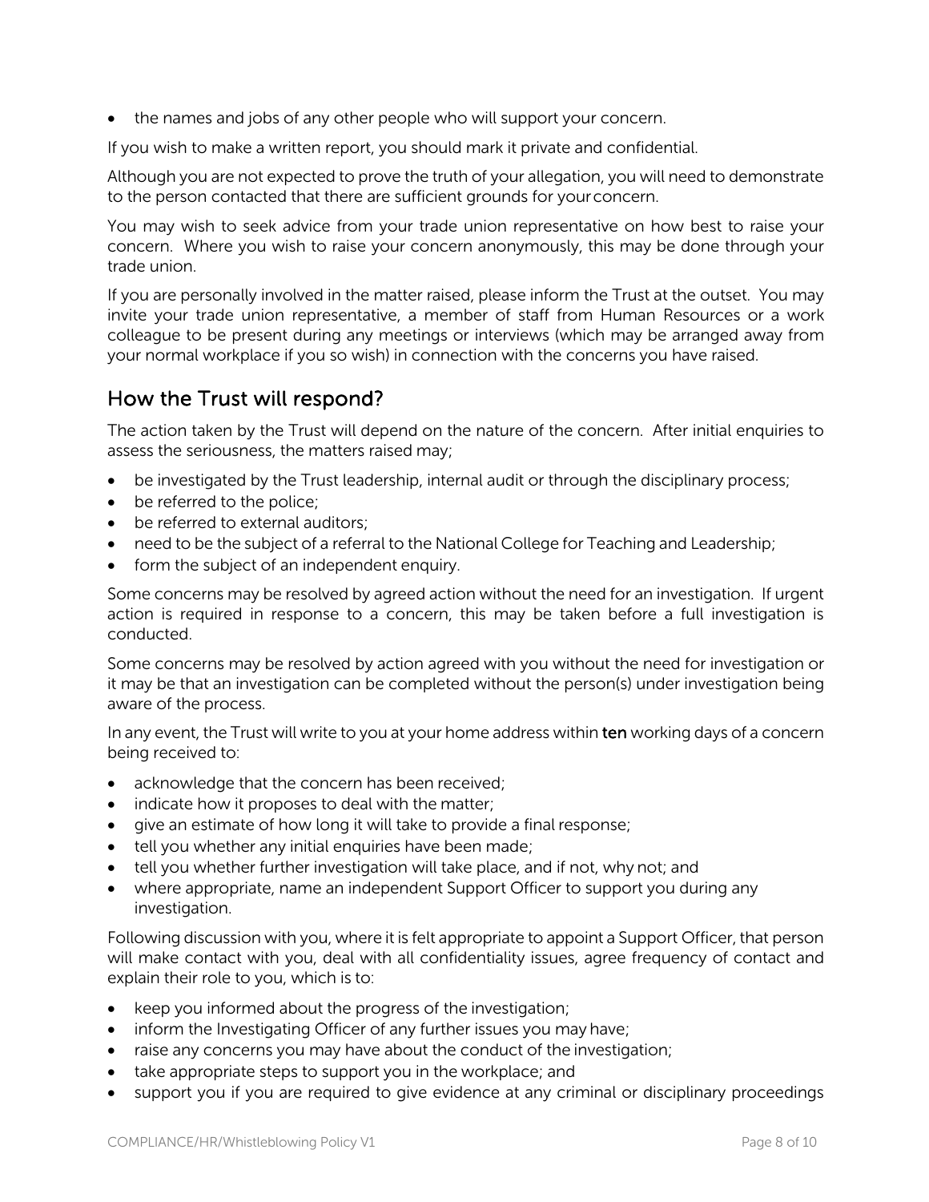- the names and jobs of any other people who will support your concern.

If you wish to make a written report, you should mark it private and confidential.

Although you are not expected to prove the truth of your allegation, you will need to demonstrate to the person contacted that there are sufficient grounds for your concern.

You may wish to seek advice from your trade union representative on how best to raise your concern. Where you wish to raise your concern anonymously, this may be done through your trade union.

If you are personally involved in the matter raised, please inform the Trust at the outset. You may invite your trade union representative, a member of staff from Human Resources or a work colleague to be present during any meetings or interviews (which may be arranged away from your normal workplace if you so wish) in connection with the concerns you have raised.

## How the Trust will respond?

The action taken by the Trust will depend on the nature of the concern. After initial enquiries to assess the seriousness, the matters raised may;

- be investigated by the Trust leadership, internal audit or through the disciplinary process;
- be referred to the police;
- be referred to external auditors;
- need to be the subject of a referral to the National College for Teaching and Leadership;
- form the subject of an independent enquiry.

Some concerns may be resolved by agreed action without the need for an investigation. If urgent action is required in response to a concern, this may be taken before a full investigation is conducted.

Some concerns may be resolved by action agreed with you without the need for investigation or it may be that an investigation can be completed without the person(s) under investigation being aware of the process.

In any event, the Trust will write to you at your home address within **ten** working days of a concern being received to:

- acknowledge that the concern has been received;
- indicate how it proposes to deal with the matter;
- give an estimate of how long it will take to provide a final response;
- tell you whether any initial enquiries have been made;
- tell you whether further investigation will take place, and if not, why not; and
- where appropriate, name an independent Support Officer to support you during any investigation.

Following discussion with you, where it is felt appropriate to appoint a Support Officer, that person will make contact with you, deal with all confidentiality issues, agree frequency of contact and explain their role to you, which is to:

- keep you informed about the progress of the investigation;
- inform the Investigating Officer of any further issues you may have;
- raise any concerns you may have about the conduct of the investigation;
- take appropriate steps to support you in the workplace; and
- support you if you are required to give evidence at any criminal or disciplinary proceedings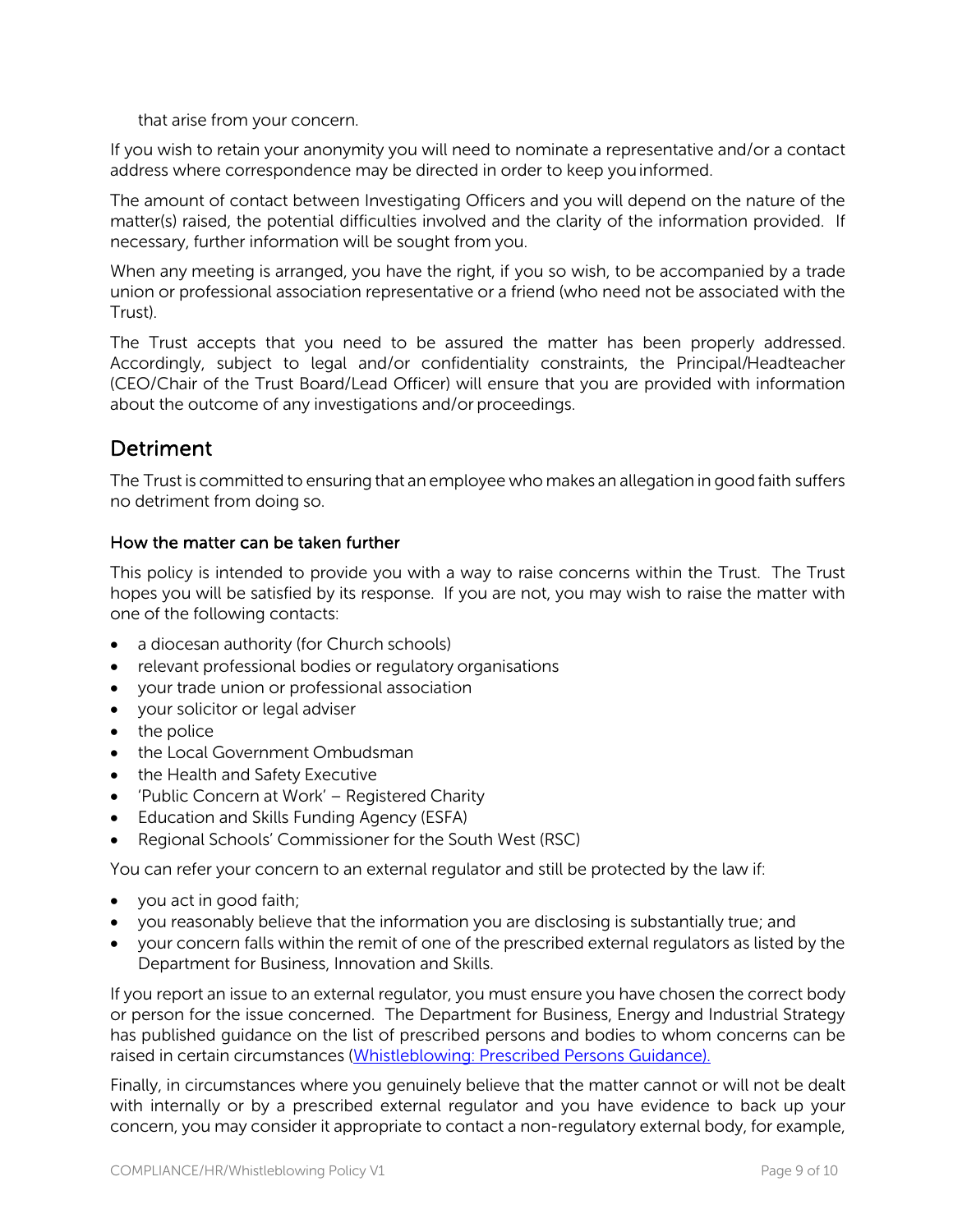that arise from your concern.

If you wish to retain your anonymity you will need to nominate a representative and/or a contact address where correspondence may be directed in order to keep you informed.

The amount of contact between Investigating Officers and you will depend on the nature of the matter(s) raised, the potential difficulties involved and the clarity of the information provided. If necessary, further information will be sought from you.

When any meeting is arranged, you have the right, if you so wish, to be accompanied by a trade union or professional association representative or a friend (who need not be associated with the Trust).

The Trust accepts that you need to be assured the matter has been properly addressed. Accordingly, subject to legal and/or confidentiality constraints, the Principal/Headteacher (CEO/Chair of the Trust Board/Lead Officer) will ensure that you are provided with information about the outcome of any investigations and/or proceedings.

## Detriment

The Trust is committed to ensuring that an employee who makes an allegation in good faith suffers no detriment from doing so.

### How the matter can be taken further

This policy is intended to provide you with a way to raise concerns within the Trust. The Trust hopes you will be satisfied by its response. If you are not, you may wish to raise the matter with one of the following contacts:

- a diocesan authority (for Church schools)
- relevant professional bodies or regulatory organisations
- your trade union or professional association
- your solicitor or legal adviser
- the police
- the Local Government Ombudsman
- the Health and Safety Executive
- 'Public Concern at Work' – Registered Charity
- Education and Skills Funding Agency (ESFA)
- Regional Schools' Commissioner for the South West (RSC)

You can refer your concern to an external regulator and still be protected by the law if:

- you act in good faith;
- you reasonably believe that the information you are disclosing is substantially true; and
- your concern falls within the remit of one of the prescribed external regulators as listed by the Department for Business, Innovation and Skills.

If you report an issue to an external regulator, you must ensure you have chosen the correct body or person for the issue concerned. The Department for Business, Energy and Industrial Strategy has published guidance on the list of prescribed persons and bodies to whom concerns can be raised in certain circumstances (Whistleblowing: Prescribed Persons Guidance).

Finally, in circumstances where you genuinely believe that the matter cannot or will not be dealt with internally or by a prescribed external regulator and you have evidence to back up your concern, you may consider it appropriate to contact a non-regulatory external body, for example,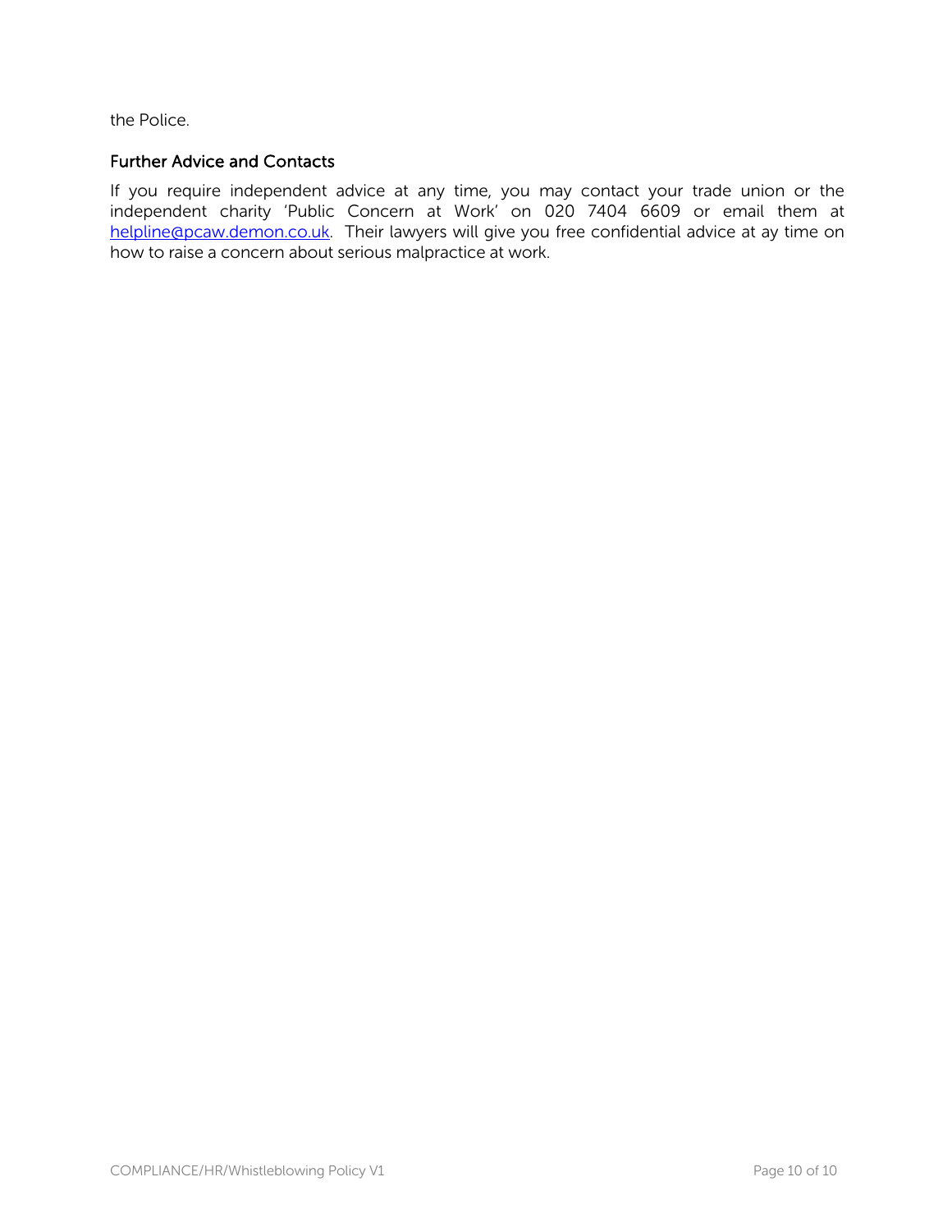the Police.

## Further Advice and Contacts

If you require independent advice at any time, you may contact your trade union or the independent charity 'Public Concern at Work' on 020 7404 6609 or email them at helpline@pcaw.demon.co.uk. Their lawyers will give you free confidential advice at ay time on how to raise a concern about serious malpractice at work.